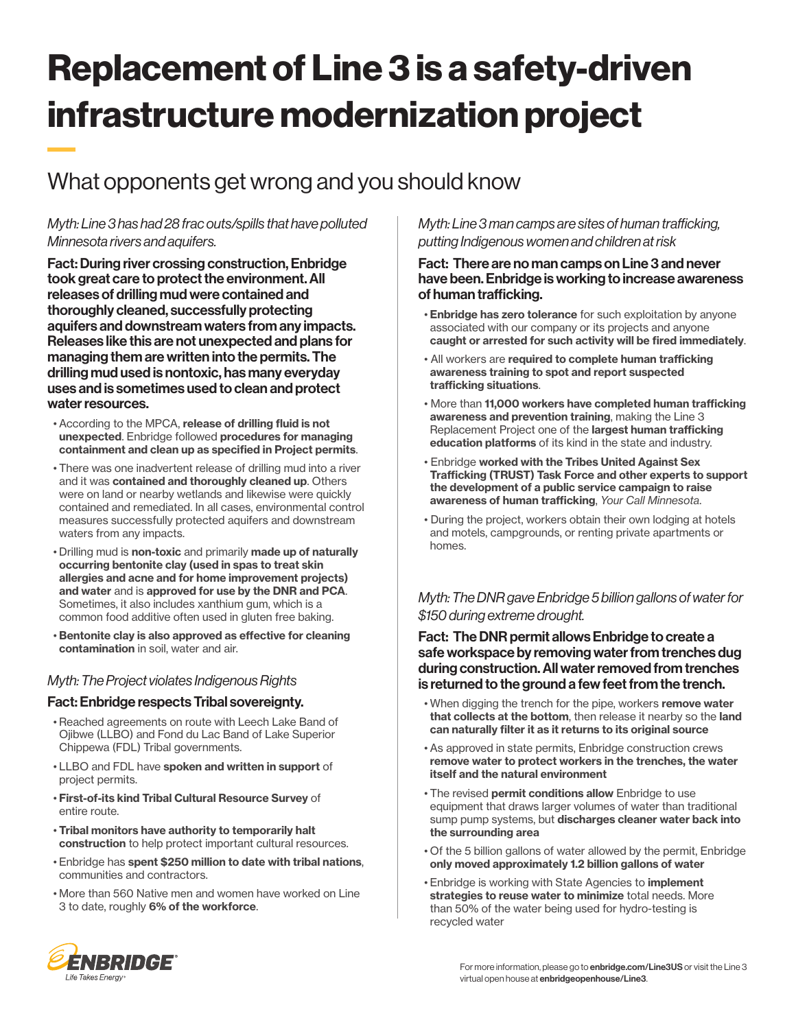# Replacement of Line 3 is a safety-driven infrastructure modernization project

## What opponents get wrong and you should know

*Myth: Line 3 has had 28 frac outs/spills that have polluted Minnesota rivers and aquifers.*

**Fact: During river crossing construction, Enbridge took great care to protect the environment. All releases of drilling mud were contained and thoroughly cleaned, successfully protecting aquifers and downstream waters from any impacts. Releases like this are not unexpected and plans for managing them are written into the permits. The drilling mud used is nontoxic, has many everyday uses and is sometimes used to clean and protect water resources.**

- According to the MPCA, **release of drilling fluid is not unexpected**. Enbridge followed **procedures for managing containment and clean up as specified in Project permits**.
- There was one inadvertent release of drilling mud into a river and it was **contained and thoroughly cleaned up**. Others were on land or nearby wetlands and likewise were quickly contained and remediated. In all cases, environmental control measures successfully protected aquifers and downstream waters from any impacts.
- Drilling mud is **non-toxic** and primarily **made up of naturally occurring bentonite clay (used in spas to treat skin allergies and acne and for home improvement projects) and water** and is **approved for use by the DNR and PCA**. Sometimes, it also includes xanthium gum, which is a common food additive often used in gluten free baking.
- **Bentonite clay is also approved as effective for cleaning contamination** in soil, water and air.

*Myth: The Project violates Indigenous Rights*

**Fact: Enbridge respects Tribal sovereignty.**

- Reached agreements on route with Leech Lake Band of Ojibwe (LLBO) and Fond du Lac Band of Lake Superior Chippewa (FDL) Tribal governments.
- LLBO and FDL have **spoken and written in support** of project permits.
- **First-of-its kind Tribal Cultural Resource Survey** of entire route.
- **Tribal monitors have authority to temporarily halt construction** to help protect important cultural resources.
- Enbridge has **spent $250 million to date with tribal nations**, communities and contractors.
- More than 560 Native men and women have worked on Line 3 to date, roughly **6% of the workforce**.

*Myth: Line 3 man camps are sites of human trafficking, putting Indigenous women and children at risk*

**Fact: There are no man camps on Line 3 and never have been. Enbridge is working to increase awareness of human trafficking.**

- **Enbridge has zero tolerance** for such exploitation by anyone associated with our company or its projects and anyone **caught or arrested for such activity will be fired immediately**.
- All workers are **required to complete human trafficking awareness training to spot and report suspected trafficking situations**.
- More than **11,000 workers have completed human trafficking awareness and prevention training**, making the Line 3 Replacement Project one of the **largest human trafficking education platforms** of its kind in the state and industry.
- Enbridge **worked with the Tribes United Against Sex Trafficking (TRUST) Task Force and other experts to support the development of a public service campaign to raise awareness of human trafficking**, *Your Call Minnesota*.
- During the project, workers obtain their own lodging at hotels and motels, campgrounds, or renting private apartments or homes.

*Myth: The DNR gave Enbridge 5 billion gallons of water for $150 during extreme drought.*

**Fact: The DNR permit allows Enbridge to create a safe workspace by removing water from trenches dug during construction. All water removed from trenches is returned to the ground a few feet from the trench.**

- When digging the trench for the pipe, workers **remove water that collects at the bottom**, then release it nearby so the **land can naturally filter it as it returns to its original source**
- As approved in state permits, Enbridge construction crews **remove water to protect workers in the trenches, the water itself and the natural environment**
- The revised **permit conditions allow** Enbridge to use equipment that draws larger volumes of water than traditional sump pump systems, but **discharges cleaner water back into the surrounding area**
- Of the 5 billion gallons of water allowed by the permit, Enbridge **only moved approximately 1.2 billion gallons of water**
- Enbridge is working with State Agencies to **implement strategies to reuse water to minimize** total needs. More than 50% of the water being used for hydro-testing is recycled water

ENBRIDGE® *Life Takes Energy®*

For more information, please go to **enbridge.com/Line3US** or visit the Line 3 virtual open house at **enbridgeopenhouse/Line3**.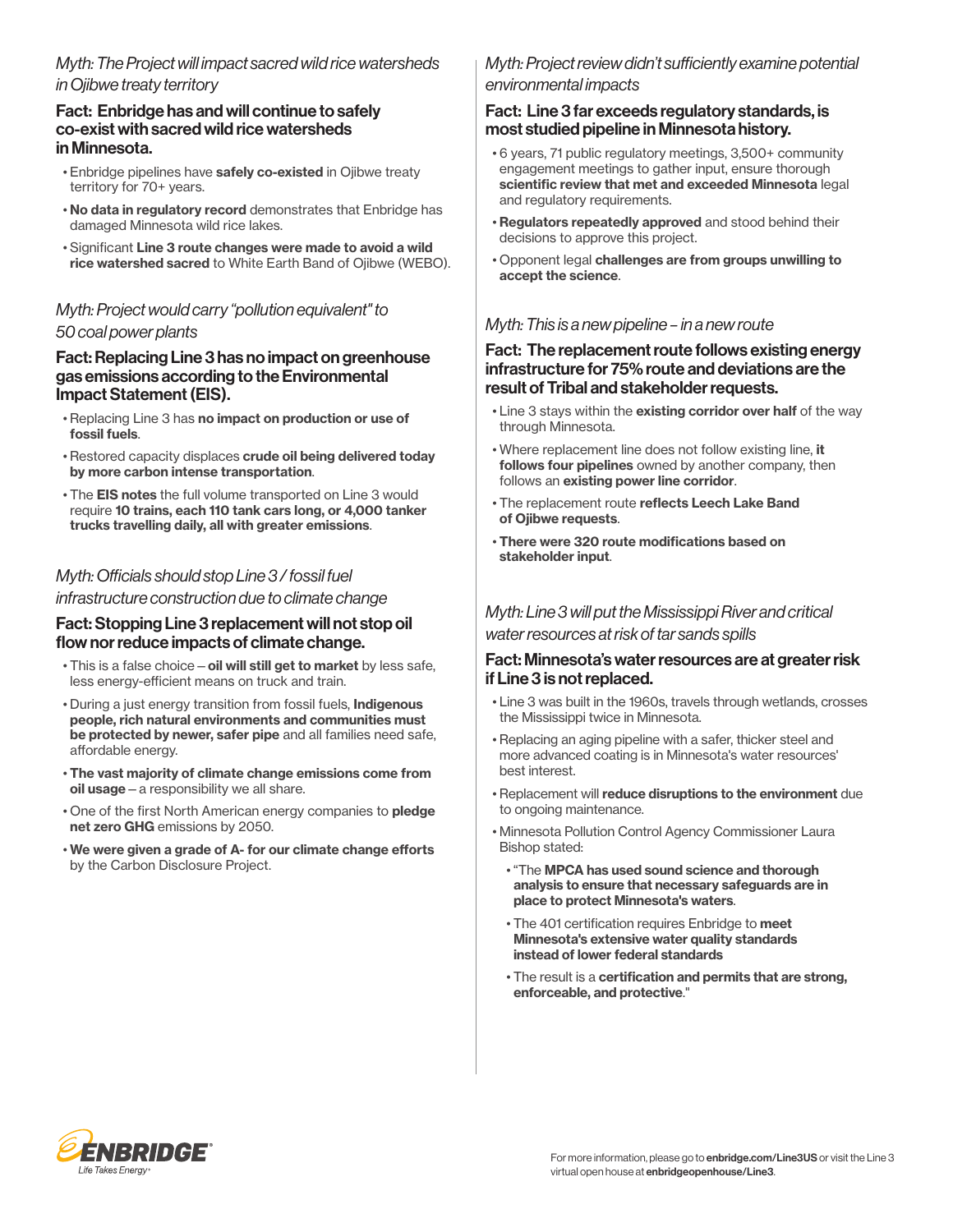*Myth: The Project will impact sacred wild rice watersheds in Ojibwe treaty territory*

### Fact: Enbridge has and will continue to safely co-exist with sacred wild rice watersheds in Minnesota.

- Enbridge pipelines have **safely co-existed** in Ojibwe treaty territory for 70+ years.
- **No data in regulatory record** demonstrates that Enbridge has damaged Minnesota wild rice lakes.
- Significant **Line 3 route changes were made to avoid a wild rice watershed sacred** to White Earth Band of Ojibwe (WEBO).

*Myth: Project would carry "pollution equivalent" to 50 coal power plants*

### Fact: Replacing Line 3 has no impact on greenhouse gas emissions according to the Environmental Impact Statement (EIS).

- Replacing Line 3 has **no impact on production or use of fossil fuels**.
- Restored capacity displaces **crude oil being delivered today by more carbon intense transportation**.
- The **EIS notes** the full volume transported on Line 3 would require **10 trains, each 110 tank cars long, or 4,000 tanker trucks travelling daily, all with greater emissions**.

*Myth: Officials should stop Line 3 / fossil fuel infrastructure construction due to climate change*

### Fact: Stopping Line 3 replacement will not stop oil flow nor reduce impacts of climate change.

- This is a false choice – **oil will still get to market** by less safe, less energy-efficient means on truck and train.
- During a just energy transition from fossil fuels, **Indigenous people, rich natural environments and communities must be protected by newer, safer pipe** and all families need safe, affordable energy.
- **The vast majority of climate change emissions come from oil usage** – a responsibility we all share.
- One of the first North American energy companies to **pledge net zero GHG** emissions by 2050.
- **We were given a grade of A- for our climate change efforts** by the Carbon Disclosure Project.

*Myth: Project review didn't sufficiently examine potential environmental impacts*

### Fact: Line 3 far exceeds regulatory standards, is most studied pipeline in Minnesota history.

- 6 years, 71 public regulatory meetings, 3,500+ community engagement meetings to gather input, ensure thorough **scientific review that met and exceeded Minnesota** legal and regulatory requirements.
- **Regulators repeatedly approved** and stood behind their decisions to approve this project.
- Opponent legal **challenges are from groups unwilling to accept the science**.

*Myth: This is a new pipeline – in a new route*

### Fact: The replacement route follows existing energy infrastructure for 75% route and deviations are the result of Tribal and stakeholder requests.

- Line 3 stays within the **existing corridor over half** of the way through Minnesota.
- Where replacement line does not follow existing line, **it follows four pipelines** owned by another company, then follows an **existing power line corridor**.
- The replacement route **reflects Leech Lake Band of Ojibwe requests**.
- **There were 320 route modifications based on stakeholder input**.

*Myth: Line 3 will put the Mississippi River and critical water resources at risk of tar sands spills*

### Fact: Minnesota's water resources are at greater risk if Line 3 is not replaced.

- Line 3 was built in the 1960s, travels through wetlands, crosses the Mississippi twice in Minnesota.
- Replacing an aging pipeline with a safer, thicker steel and more advanced coating is in Minnesota's water resources' best interest.
- Replacement will **reduce disruptions to the environment** due to ongoing maintenance.
- Minnesota Pollution Control Agency Commissioner Laura Bishop stated:
  - "The **MPCA has used sound science and thorough analysis to ensure that necessary safeguards are in place to protect Minnesota's waters**.
  - The 401 certification requires Enbridge to **meet Minnesota's extensive water quality standards instead of lower federal standards**
  - The result is a **certification and permits that are strong, enforceable, and protective**."

ENBRIDGE
Life Takes Energy

For more information, please go to **enbridge.com/Line3US** or visit the Line 3 virtual open house at **enbridgeopenhouse/Line3**.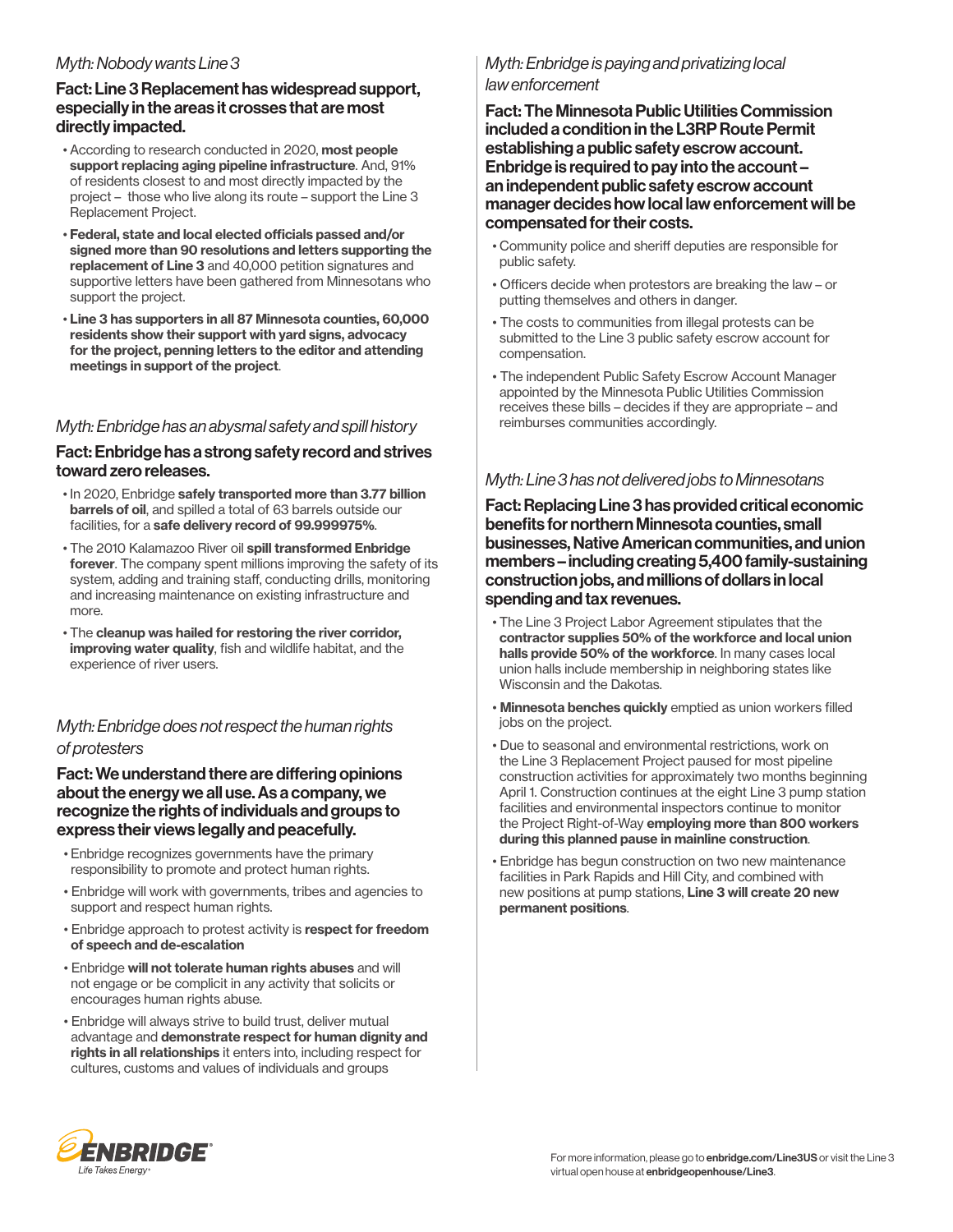*Myth: Nobody wants Line 3*

**Fact: Line 3 Replacement has widespread support, especially in the areas it crosses that are most directly impacted.**

- According to research conducted in 2020, **most people support replacing aging pipeline infrastructure**. And, 91% of residents closest to and most directly impacted by the project – those who live along its route – support the Line 3 Replacement Project.
- **Federal, state and local elected officials passed and/or signed more than 90 resolutions and letters supporting the replacement of Line 3** and 40,000 petition signatures and supportive letters have been gathered from Minnesotans who support the project.
- **Line 3 has supporters in all 87 Minnesota counties, 60,000 residents show their support with yard signs, advocacy for the project, penning letters to the editor and attending meetings in support of the project**.

*Myth: Enbridge has an abysmal safety and spill history*

**Fact: Enbridge has a strong safety record and strives toward zero releases.**

- In 2020, Enbridge **safely transported more than 3.77 billion barrels of oil**, and spilled a total of 63 barrels outside our facilities, for a **safe delivery record of 99.999975%**.
- The 2010 Kalamazoo River oil **spill transformed Enbridge forever**. The company spent millions improving the safety of its system, adding and training staff, conducting drills, monitoring and increasing maintenance on existing infrastructure and more.
- The **cleanup was hailed for restoring the river corridor, improving water quality**, fish and wildlife habitat, and the experience of river users.

*Myth: Enbridge does not respect the human rights of protesters*

**Fact: We understand there are differing opinions about the energy we all use. As a company, we recognize the rights of individuals and groups to express their views legally and peacefully.**

- Enbridge recognizes governments have the primary responsibility to promote and protect human rights.
- Enbridge will work with governments, tribes and agencies to support and respect human rights.
- Enbridge approach to protest activity is **respect for freedom of speech and de-escalation**
- Enbridge **will not tolerate human rights abuses** and will not engage or be complicit in any activity that solicits or encourages human rights abuse.
- Enbridge will always strive to build trust, deliver mutual advantage and **demonstrate respect for human dignity and rights in all relationships** it enters into, including respect for cultures, customs and values of individuals and groups

*Myth: Enbridge is paying and privatizing local law enforcement*

**Fact: The Minnesota Public Utilities Commission included a condition in the L3RP Route Permit establishing a public safety escrow account. Enbridge is required to pay into the account – an independent public safety escrow account manager decides how local law enforcement will be compensated for their costs.**

- Community police and sheriff deputies are responsible for public safety.
- Officers decide when protestors are breaking the law – or putting themselves and others in danger.
- The costs to communities from illegal protests can be submitted to the Line 3 public safety escrow account for compensation.
- The independent Public Safety Escrow Account Manager appointed by the Minnesota Public Utilities Commission receives these bills – decides if they are appropriate – and reimburses communities accordingly.

*Myth: Line 3 has not delivered jobs to Minnesotans*

**Fact: Replacing Line 3 has provided critical economic benefits for northern Minnesota counties, small businesses, Native American communities, and union members – including creating 5,400 family-sustaining construction jobs, and millions of dollars in local spending and tax revenues.**

- The Line 3 Project Labor Agreement stipulates that the **contractor supplies 50% of the workforce and local union halls provide 50% of the workforce**. In many cases local union halls include membership in neighboring states like Wisconsin and the Dakotas.
- **Minnesota benches quickly** emptied as union workers filled jobs on the project.
- Due to seasonal and environmental restrictions, work on the Line 3 Replacement Project paused for most pipeline construction activities for approximately two months beginning April 1. Construction continues at the eight Line 3 pump station facilities and environmental inspectors continue to monitor the Project Right-of-Way **employing more than 800 workers during this planned pause in mainline construction**.
- Enbridge has begun construction on two new maintenance facilities in Park Rapids and Hill City, and combined with new positions at pump stations, **Line 3 will create 20 new permanent positions**.

ENBRIDGE
Life Takes Energy

For more information, please go to **enbridge.com/Line3US** or visit the Line 3 virtual open house at **enbridgeopenhouse/Line3**.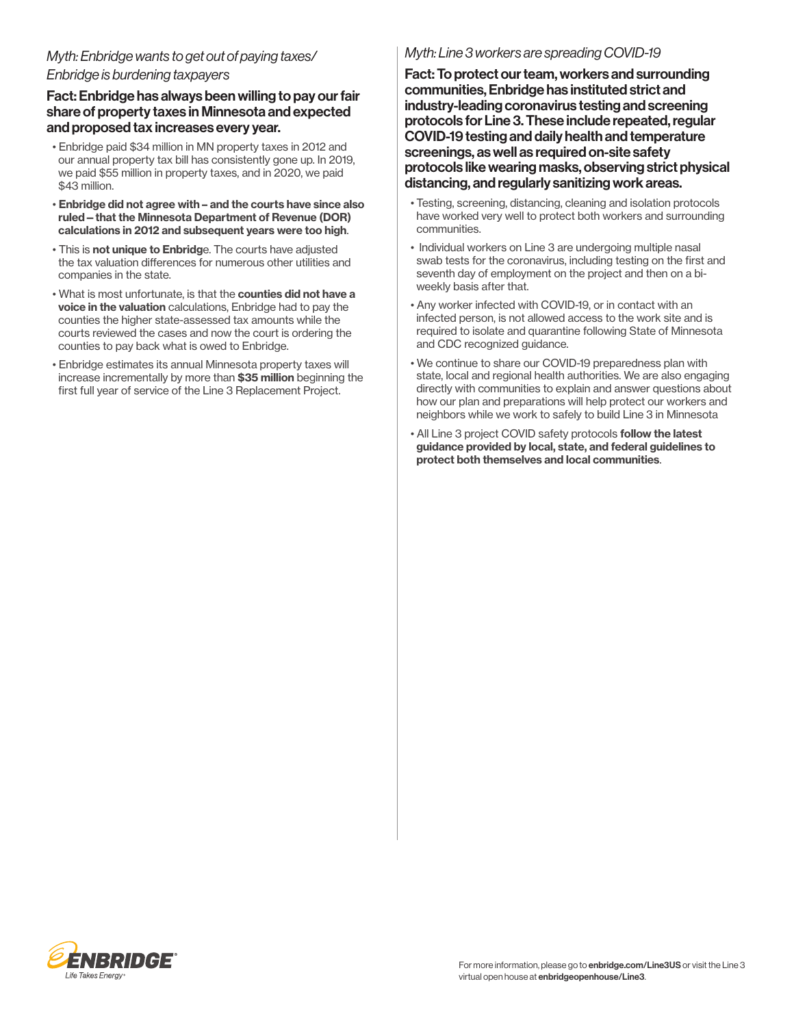*Myth: Enbridge wants to get out of paying taxes/ Enbridge is burdening taxpayers*

**Fact: Enbridge has always been willing to pay our fair share of property taxes in Minnesota and expected and proposed tax increases every year.**

- Enbridge paid $34 million in MN property taxes in 2012 and our annual property tax bill has consistently gone up. In 2019, we paid $55 million in property taxes, and in 2020, we paid $43 million.
- **Enbridge did not agree with – and the courts have since also ruled – that the Minnesota Department of Revenue (DOR) calculations in 2012 and subsequent years were too high**.
- This is **not unique to Enbridg**e. The courts have adjusted the tax valuation differences for numerous other utilities and companies in the state.
- What is most unfortunate, is that the **counties did not have a voice in the valuation** calculations, Enbridge had to pay the counties the higher state-assessed tax amounts while the courts reviewed the cases and now the court is ordering the counties to pay back what is owed to Enbridge.
- Enbridge estimates its annual Minnesota property taxes will increase incrementally by more than **$35 million** beginning the first full year of service of the Line 3 Replacement Project.

*Myth: Line 3 workers are spreading COVID-19*

**Fact: To protect our team, workers and surrounding communities, Enbridge has instituted strict and industry-leading coronavirus testing and screening protocols for Line 3. These include repeated, regular COVID-19 testing and daily health and temperature screenings, as well as required on-site safety protocols like wearing masks, observing strict physical distancing, and regularly sanitizing work areas.**

- Testing, screening, distancing, cleaning and isolation protocols have worked very well to protect both workers and surrounding communities.
- Individual workers on Line 3 are undergoing multiple nasal swab tests for the coronavirus, including testing on the first and seventh day of employment on the project and then on a bi-weekly basis after that.
- Any worker infected with COVID-19, or in contact with an infected person, is not allowed access to the work site and is required to isolate and quarantine following State of Minnesota and CDC recognized guidance.
- We continue to share our COVID-19 preparedness plan with state, local and regional health authorities. We are also engaging directly with communities to explain and answer questions about how our plan and preparations will help protect our workers and neighbors while we work to safely to build Line 3 in Minnesota
- All Line 3 project COVID safety protocols **follow the latest guidance provided by local, state, and federal guidelines to protect both themselves and local communities**.

ENBRIDGE
Life Takes Energy

For more information, please go to **enbridge.com/Line3US** or visit the Line 3 virtual open house at **enbridgeopenhouse/Line3**.